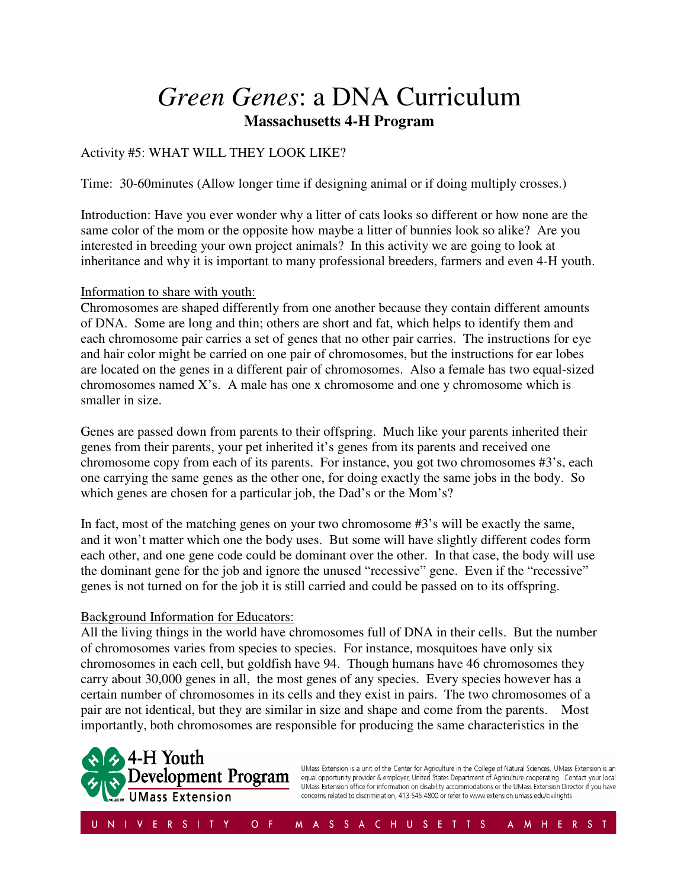# *Green Genes*: a DNA Curriculum

**Massachusetts 4-H Program**

Activity #5: WHAT WILL THEY LOOK LIKE?

Time: 30-60minutes (Allow longer time if designing animal or if doing multiply crosses.)

Introduction: Have you ever wonder why a litter of cats looks so different or how none are the same color of the mom or the opposite how maybe a litter of bunnies look so alike? Are you interested in breeding your own project animals? In this activity we are going to look at inheritance and why it is important to many professional breeders, farmers and even 4-H youth.

Information to share with youth:

Chromosomes are shaped differently from one another because they contain different amounts of DNA. Some are long and thin; others are short and fat, which helps to identify them and each chromosome pair carries a set of genes that no other pair carries. The instructions for eye and hair color might be carried on one pair of chromosomes, but the instructions for ear lobes are located on the genes in a different pair of chromosomes. Also a female has two equal-sized chromosomes named X's. A male has one x chromosome and one y chromosome which is smaller in size.

Genes are passed down from parents to their offspring. Much like your parents inherited their genes from their parents, your pet inherited it's genes from its parents and received one chromosome copy from each of its parents. For instance, you got two chromosomes #3's, each one carrying the same genes as the other one, for doing exactly the same jobs in the body. So which genes are chosen for a particular job, the Dad's or the Mom's?

In fact, most of the matching genes on your two chromosome #3's will be exactly the same, and it won't matter which one the body uses. But some will have slightly different codes form each other, and one gene code could be dominant over the other. In that case, the body will use the dominant gene for the job and ignore the unused "recessive" gene. Even if the "recessive" genes is not turned on for the job it is still carried and could be passed on to its offspring.

Background Information for Educators:

All the living things in the world have chromosomes full of DNA in their cells. But the number of chromosomes varies from species to species. For instance, mosquitoes have only six chromosomes in each cell, but goldfish have 94. Though humans have 46 chromosomes they carry about 30,000 genes in all, the most genes of any species. Every species however has a certain number of chromosomes in its cells and they exist in pairs. The two chromosomes of a pair are not identical, but they are similar in size and shape and come from the parents. Most importantly, both chromosomes are responsible for producing the same characteristics in the

4-H Youth Development Program
UMass Extension

UMass Extension is a unit of the Center for Agriculture in the College of Natural Sciences. UMass Extension is an equal opportunity provider & employer, United States Department of Agriculture cooperating. Contact your local UMass Extension office for information on disability accommodations or the UMass Extension Director if you have concerns related to discrimination, 413.545.4800 or refer to www.extension.umass.edu/civilrights

UNIVERSITY OF MASSACHUSETTS AMHERST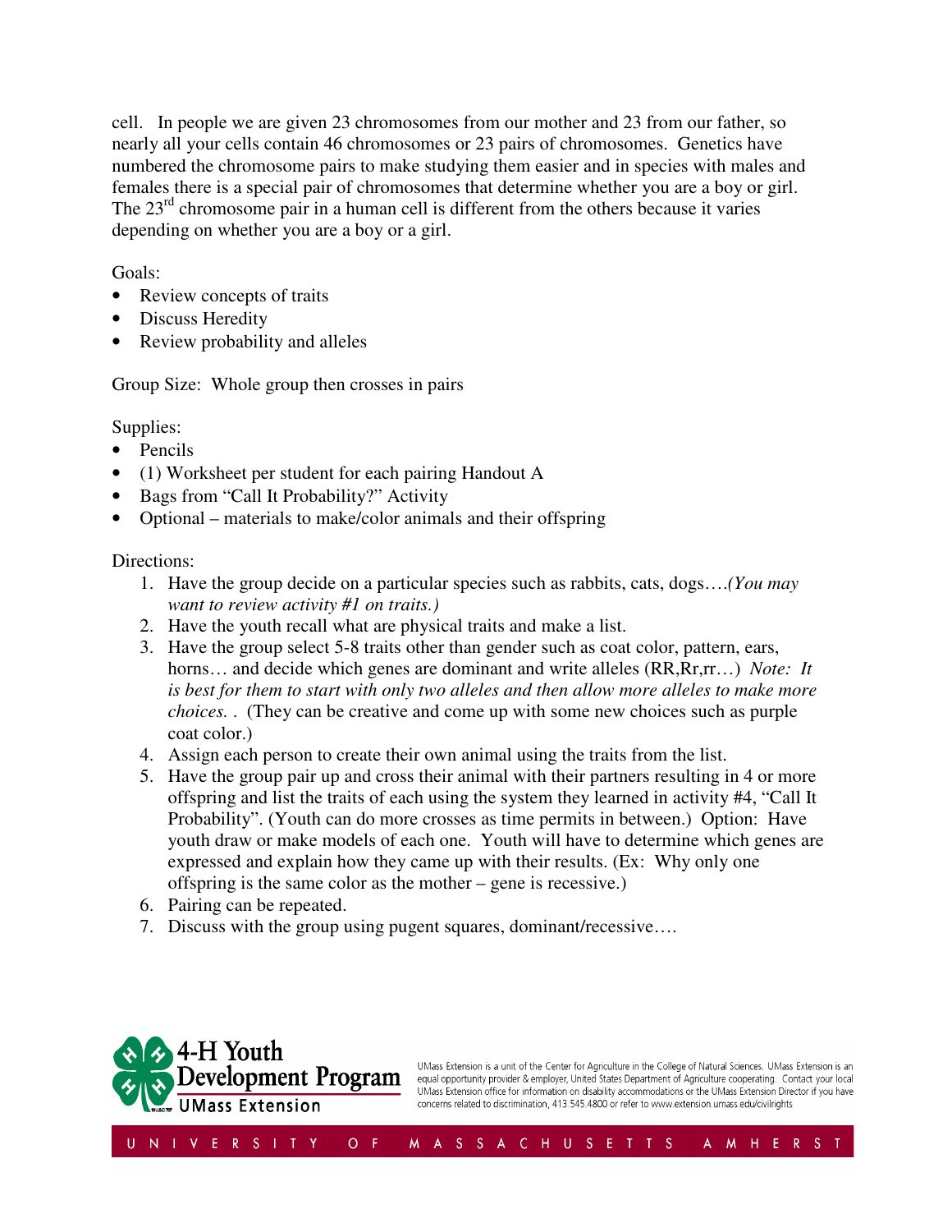cell. In people we are given 23 chromosomes from our mother and 23 from our father, so nearly all your cells contain 46 chromosomes or 23 pairs of chromosomes. Genetics have numbered the chromosome pairs to make studying them easier and in species with males and females there is a special pair of chromosomes that determine whether you are a boy or girl. The 23rd chromosome pair in a human cell is different from the others because it varies depending on whether you are a boy or a girl.

Goals:

- Review concepts of traits
- Discuss Heredity
- Review probability and alleles

Group Size: Whole group then crosses in pairs

Supplies:

- Pencils
- (1) Worksheet per student for each pairing Handout A
- Bags from "Call It Probability?" Activity
- Optional – materials to make/color animals and their offspring

Directions:

1. Have the group decide on a particular species such as rabbits, cats, dogs….*(You may want to review activity #1 on traits.)*
2. Have the youth recall what are physical traits and make a list.
3. Have the group select 5-8 traits other than gender such as coat color, pattern, ears, horns… and decide which genes are dominant and write alleles (RR,Rr,rr…) *Note: It is best for them to start with only two alleles and then allow more alleles to make more choices.* . (They can be creative and come up with some new choices such as purple coat color.)
4. Assign each person to create their own animal using the traits from the list.
5. Have the group pair up and cross their animal with their partners resulting in 4 or more offspring and list the traits of each using the system they learned in activity #4, "Call It Probability". (Youth can do more crosses as time permits in between.) Option: Have youth draw or make models of each one. Youth will have to determine which genes are expressed and explain how they came up with their results. (Ex: Why only one offspring is the same color as the mother – gene is recessive.)
6. Pairing can be repeated.
7. Discuss with the group using pugent squares, dominant/recessive….

**4-H Youth Development Program**
UMass Extension

UMass Extension is a unit of the Center for Agriculture in the College of Natural Sciences. UMass Extension is an equal opportunity provider & employer, United States Department of Agriculture cooperating. Contact your local UMass Extension office for information on disability accommodations or the UMass Extension Director if you have concerns related to discrimination, 413.545.4800 or refer to www.extension.umass.edu/civilrights

UNIVERSITY OF MASSACHUSETTS AMHERST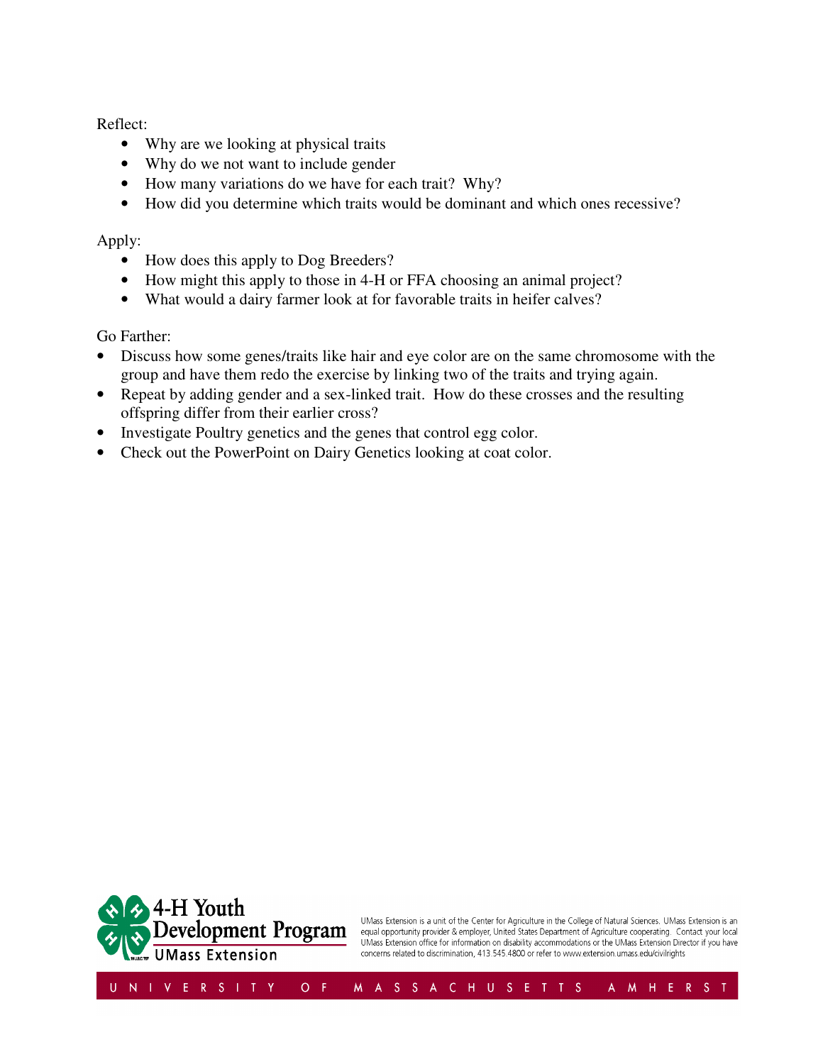Reflect:

- Why are we looking at physical traits
- Why do we not want to include gender
- How many variations do we have for each trait? Why?
- How did you determine which traits would be dominant and which ones recessive?

Apply:

- How does this apply to Dog Breeders?
- How might this apply to those in 4-H or FFA choosing an animal project?
- What would a dairy farmer look at for favorable traits in heifer calves?

Go Farther:

- Discuss how some genes/traits like hair and eye color are on the same chromosome with the group and have them redo the exercise by linking two of the traits and trying again.
- Repeat by adding gender and a sex-linked trait. How do these crosses and the resulting offspring differ from their earlier cross?
- Investigate Poultry genetics and the genes that control egg color.
- Check out the PowerPoint on Dairy Genetics looking at coat color.

4-H Youth Development Program
UMass Extension

UMass Extension is a unit of the Center for Agriculture in the College of Natural Sciences. UMass Extension is an equal opportunity provider & employer, United States Department of Agriculture cooperating. Contact your local UMass Extension office for information on disability accommodations or the UMass Extension Director if you have concerns related to discrimination, 413.545.4800 or refer to www.extension.umass.edu/civilrights

UNIVERSITY OF MASSACHUSETTS AMHERST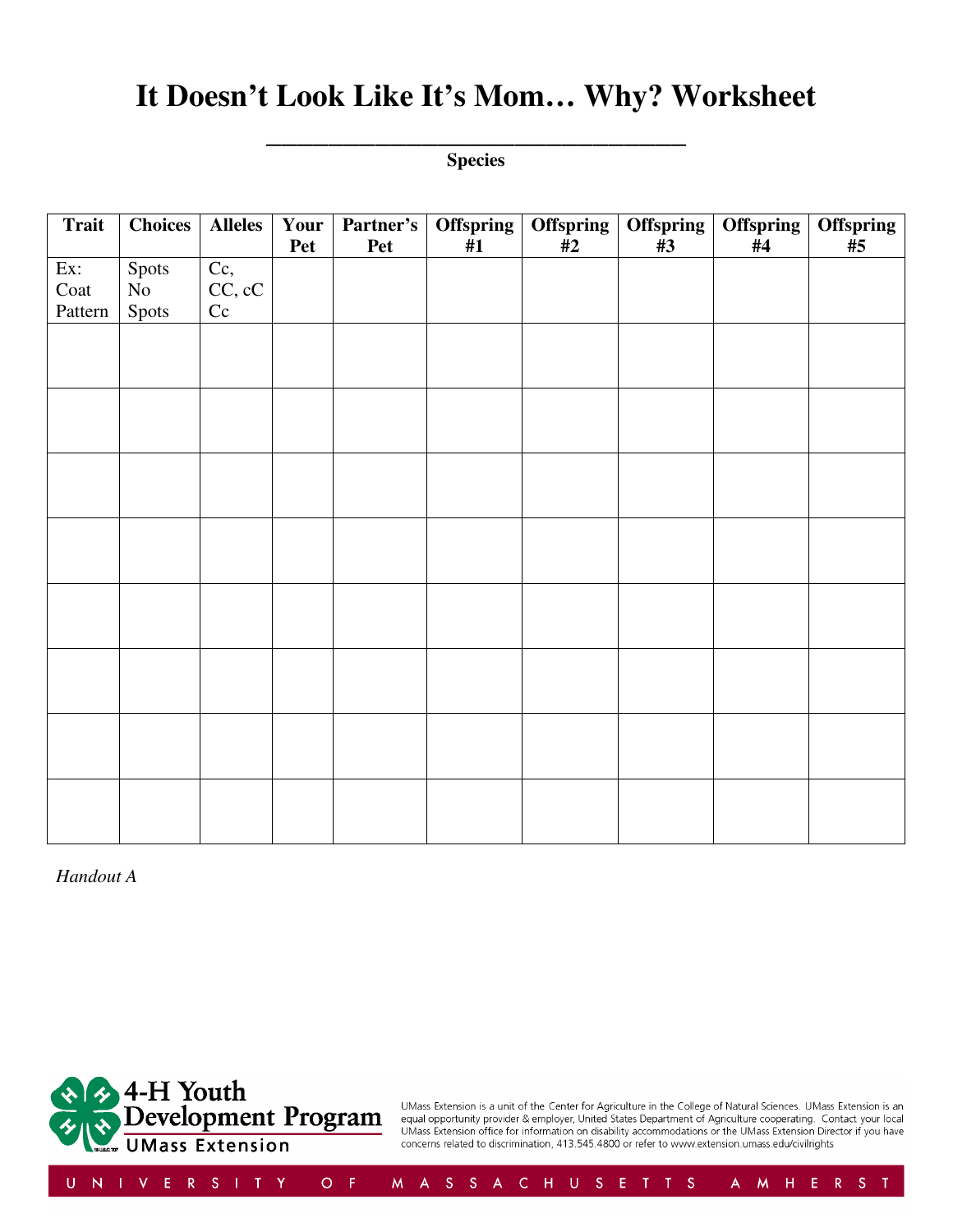# It Doesn't Look Like It's Mom… Why? Worksheet

___________________________________

**Species**

| Trait | Choices | Alleles | Your Pet | Partner's Pet | Offspring #1 | Offspring #2 | Offspring #3 | Offspring #4 | Offspring #5 |
|---|---|---|---|---|---|---|---|---|---|
| Ex: Coat Pattern | Spots No Spots | Cc, CC, cC Cc | | | | | | | |
| | | | | | | | | | |
| | | | | | | | | | |
| | | | | | | | | | |
| | | | | | | | | | |
| | | | | | | | | | |
| | | | | | | | | | |
| | | | | | | | | | |
| | | | | | | | | | |

*Handout A*

4-H Youth Development Program
UMass Extension

UMass Extension is a unit of the Center for Agriculture in the College of Natural Sciences. UMass Extension is an equal opportunity provider & employer, United States Department of Agriculture cooperating. Contact your local UMass Extension office for information on disability accommodations or the UMass Extension Director if you have concerns related to discrimination, 413.545.4800 or refer to www.extension.umass.edu/civilrights

UNIVERSITY OF MASSACHUSETTS AMHERST